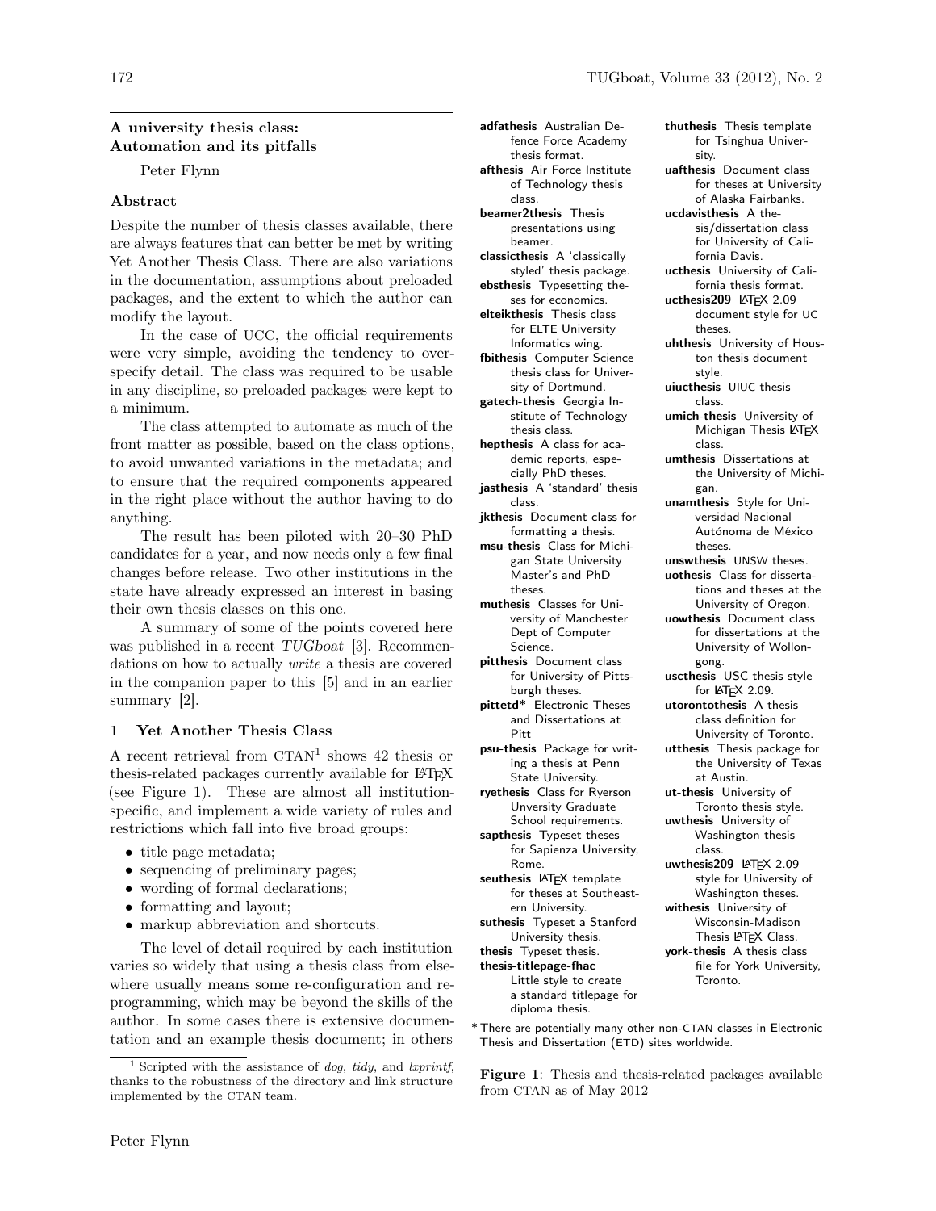# A university thesis class: Automation and its pitfalls

Peter Flynn

## Abstract

Despite the number of thesis classes available, there are always features that can better be met by writing Yet Another Thesis Class. There are also variations in the documentation, assumptions about preloaded packages, and the extent to which the author can modify the layout.

In the case of UCC, the official requirements were very simple, avoiding the tendency to overspecify detail. The class was required to be usable in any discipline, so preloaded packages were kept to a minimum.

The class attempted to automate as much of the front matter as possible, based on the class options, to avoid unwanted variations in the metadata; and to ensure that the required components appeared in the right place without the author having to do anything.

The result has been piloted with 20–30 PhD candidates for a year, and now needs only a few final changes before release. Two other institutions in the state have already expressed an interest in basing their own thesis classes on this one.

A summary of some of the points covered here was published in a recent *TUGboat* [3]. Recommendations on how to actually *write* a thesis are covered in the companion paper to this [5] and in an earlier summary [2].

## 1 Yet Another Thesis Class

A recent retrieval from CTAN[1] shows 42 thesis or thesis-related packages currently available for LaTeX (see Figure 1). These are almost all institution-specific, and implement a wide variety of rules and restrictions which fall into five broad groups:

- title page metadata;
- sequencing of preliminary pages;
- wording of formal declarations;
- formatting and layout;
- markup abbreviation and shortcuts.

The level of detail required by each institution varies so widely that using a thesis class from elsewhere usually means some re-configuration and reprogramming, which may be beyond the skills of the author. In some cases there is extensive documentation and an example thesis document; in others

[1] Scripted with the assistance of *dog*, *tidy*, and *lxprintf*, thanks to the robustness of the directory and link structure implemented by the CTAN team.

- **adfathesis** Australian Defence Force Academy thesis format.
- **afthesis** Air Force Institute of Technology thesis class.
- **beamer2thesis** Thesis presentations using beamer.
- **classicthesis** A 'classically styled' thesis package.
- **ebsthesis** Typesetting theses for economics.
- **elteikthesis** Thesis class for ELTE University Informatics wing.
- **fbithesis** Computer Science thesis class for University of Dortmund.
- **gatech-thesis** Georgia Institute of Technology thesis class.
- **hepthesis** A class for academic reports, especially PhD theses.
- **jasthesis** A 'standard' thesis class.
- **jkthesis** Document class for formatting a thesis.
- **msu-thesis** Class for Michigan State University Master's and PhD theses.
- **muthesis** Classes for University of Manchester Dept of Computer Science.
- **pitthesis** Document class for University of Pittsburgh theses.
- **pittetd*** Electronic Theses and Dissertations at Pitt
- **psu-thesis** Package for writing a thesis at Penn State University.
- **ryethesis** Class for Ryerson Unversity Graduate School requirements.
- **sapthesis** Typeset theses for Sapienza University, Rome.
- **seuthesis** LaTeX template for theses at Southeastern University.
- **suthesis** Typeset a Stanford University thesis.
- **thesis** Typeset thesis.
- **thesis-titlepage-fhac** Little style to create a standard titlepage for diploma thesis.
- **thuthesis** Thesis template for Tsinghua University.
- **uafthesis** Document class for theses at University of Alaska Fairbanks.
- **ucdavisthesis** A thesis/dissertation class for University of California Davis.
- **ucthesis** University of California thesis format.
- **ucthesis209** LaTeX 2.09 document style for UC theses.
- **uhthesis** University of Houston thesis document style.
- **uiucthesis** UIUC thesis class.
- **umich-thesis** University of Michigan Thesis LaTeX class.
- **umthesis** Dissertations at the University of Michigan.
- **unamthesis** Style for Universidad Nacional Autónoma de México theses.
- **unswthesis** UNSW theses.
- **uothesis** Class for dissertations and theses at the University of Oregon.
- **uowthesis** Document class for dissertations at the University of Wollongong.
- **uscthesis** USC thesis style for LaTeX 2.09.
- **utorontothesis** A thesis class definition for University of Toronto.
- **utthesis** Thesis package for the University of Texas at Austin.
- **ut-thesis** University of Toronto thesis style.
- **uwthesis** University of Washington thesis class.
- **uwthesis209** LaTeX 2.09 style for University of Washington theses.
- **withesis** University of Wisconsin-Madison Thesis LaTeX Class.
- **york-thesis** A thesis class file for York University, Toronto.

\* There are potentially many other non-CTAN classes in Electronic Thesis and Dissertation (ETD) sites worldwide.

**Figure 1**: Thesis and thesis-related packages available from CTAN as of May 2012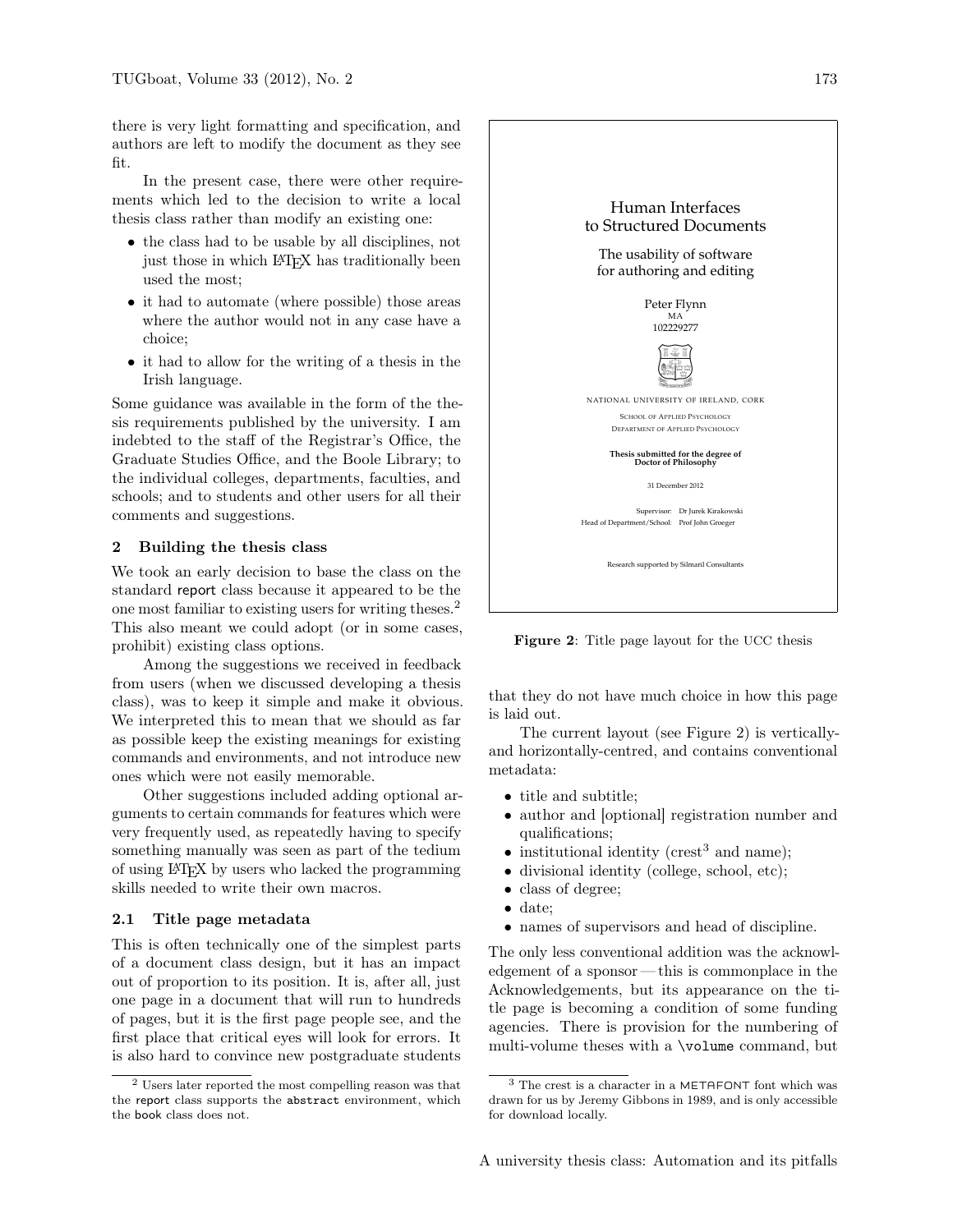there is very light formatting and specification, and authors are left to modify the document as they see fit.

In the present case, there were other requirements which led to the decision to write a local thesis class rather than modify an existing one:

- the class had to be usable by all disciplines, not just those in which LaTeX has traditionally been used the most;
- it had to automate (where possible) those areas where the author would not in any case have a choice;
- it had to allow for the writing of a thesis in the Irish language.

Some guidance was available in the form of the thesis requirements published by the university. I am indebted to the staff of the Registrar's Office, the Graduate Studies Office, and the Boole Library; to the individual colleges, departments, faculties, and schools; and to students and other users for all their comments and suggestions.

## 2 Building the thesis class

We took an early decision to base the class on the standard report class because it appeared to be the one most familiar to existing users for writing theses.[2] This also meant we could adopt (or in some cases, prohibit) existing class options.

Among the suggestions we received in feedback from users (when we discussed developing a thesis class), was to keep it simple and make it obvious. We interpreted this to mean that we should as far as possible keep the existing meanings for existing commands and environments, and not introduce new ones which were not easily memorable.

Other suggestions included adding optional arguments to certain commands for features which were very frequently used, as repeatedly having to specify something manually was seen as part of the tedium of using LaTeX by users who lacked the programming skills needed to write their own macros.

### 2.1 Title page metadata

This is often technically one of the simplest parts of a document class design, but it has an impact out of proportion to its position. It is, after all, just one page in a document that will run to hundreds of pages, but it is the first page people see, and the first place that critical eyes will look for errors. It is also hard to convince new postgraduate students that they do not have much choice in how this page is laid out.

Human Interfaces
to Structured Documents

The usability of software
for authoring and editing

Peter Flynn
MA
102229277

NATIONAL UNIVERSITY OF IRELAND, CORK

SCHOOL OF APPLIED PSYCHOLOGY
DEPARTMENT OF APPLIED PSYCHOLOGY

**Thesis submitted for the degree of
Doctor of Philosophy**

31 December 2012

Supervisor: Dr Jurek Kirakowski
Head of Department/School: Prof John Groeger

Research supported by Silmaril Consultants

**Figure 2**: Title page layout for the UCC thesis

The current layout (see Figure 2) is vertically- and horizontally-centred, and contains conventional metadata:

- title and subtitle;
- author and [optional] registration number and qualifications;
- institutional identity (crest[3] and name);
- divisional identity (college, school, etc);
- class of degree;
- date;
- names of supervisors and head of discipline.

The only less conventional addition was the acknowledgement of a sponsor — this is commonplace in the Acknowledgements, but its appearance on the title page is becoming a condition of some funding agencies. There is provision for the numbering of multi-volume theses with a `\volume` command, but

[2] Users later reported the most compelling reason was that the report class supports the abstract environment, which the book class does not.

[3] The crest is a character in a METAFONT font which was drawn for us by Jeremy Gibbons in 1989, and is only accessible for download locally.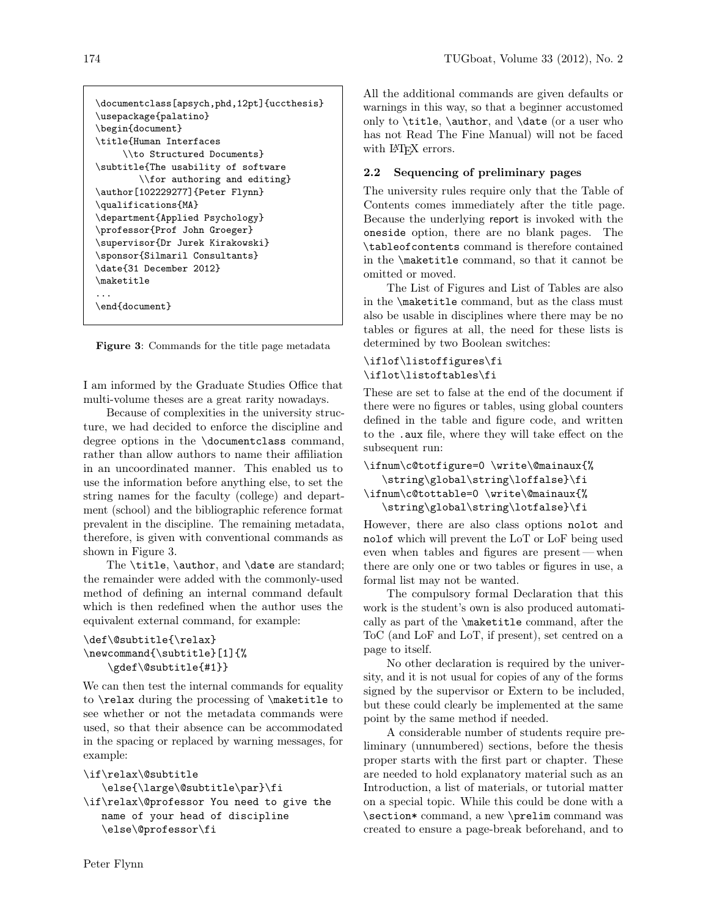```
\documentclass[apsych,phd,12pt]{uccthesis}
\usepackage{palatino}
\begin{document}
\title{Human Interfaces
     \\to Structured Documents}
\subtitle{The usability of software
       \\for authoring and editing}
\author[102229277]{Peter Flynn}
\qualifications{MA}
\department{Applied Psychology}
\professor{Prof John Groeger}
\supervisor{Dr Jurek Kirakowski}
\sponsor{Silmaril Consultants}
\date{31 December 2012}
\maketitle
...
\end{document}
```

**Figure 3**: Commands for the title page metadata

I am informed by the Graduate Studies Office that multi-volume theses are a great rarity nowadays.

Because of complexities in the university structure, we had decided to enforce the discipline and degree options in the `\documentclass` command, rather than allow authors to name their affiliation in an uncoordinated manner. This enabled us to use the information before anything else, to set the string names for the faculty (college) and department (school) and the bibliographic reference format prevalent in the discipline. The remaining metadata, therefore, is given with conventional commands as shown in Figure 3.

The `\title`, `\author`, and `\date` are standard; the remainder were added with the commonly-used method of defining an internal command default which is then redefined when the author uses the equivalent external command, for example:

```
\def\@subtitle{\relax}
\newcommand{\subtitle}[1]{%
   \gdef\@subtitle{#1}}
```

We can then test the internal commands for equality to `\relax` during the processing of `\maketitle` to see whether or not the metadata commands were used, so that their absence can be accommodated in the spacing or replaced by warning messages, for example:

```
\if\relax\@subtitle
  \else{\large\@subtitle\par}\fi
\if\relax\@professor You need to give the
  name of your head of discipline
  \else\@professor\fi
```

All the additional commands are given defaults or warnings in this way, so that a beginner accustomed only to `\title`, `\author`, and `\date` (or a user who has not Read The Fine Manual) will not be faced with LaTeX errors.

### 2.2 Sequencing of preliminary pages

The university rules require only that the Table of Contents comes immediately after the title page. Because the underlying report is invoked with the `oneside` option, there are no blank pages. The `\tableofcontents` command is therefore contained in the `\maketitle` command, so that it cannot be omitted or moved.

The List of Figures and List of Tables are also in the `\maketitle` command, but as the class must also be usable in disciplines where there may be no tables or figures at all, the need for these lists is determined by two Boolean switches:

```
\iflof\listoffigures\fi
\iflot\listoftables\fi
```

These are set to false at the end of the document if there were no figures or tables, using global counters defined in the table and figure code, and written to the `.aux` file, where they will take effect on the subsequent run:

```
\ifnum\c@totfigure=0 \write\@mainaux{%
  \string\global\string\loffalse}\fi
\ifnum\c@tottable=0 \write\@mainaux{%
  \string\global\string\lotfalse}\fi
```

However, there are also class options `nolot` and `nolof` which will prevent the LoT or LoF being used even when tables and figures are present — when there are only one or two tables or figures in use, a formal list may not be wanted.

The compulsory formal Declaration that this work is the student's own is also produced automatically as part of the `\maketitle` command, after the ToC (and LoF and LoT, if present), set centred on a page to itself.

No other declaration is required by the university, and it is not usual for copies of any of the forms signed by the supervisor or Extern to be included, but these could clearly be implemented at the same point by the same method if needed.

A considerable number of students require preliminary (unnumbered) sections, before the thesis proper starts with the first part or chapter. These are needed to hold explanatory material such as an Introduction, a list of materials, or tutorial matter on a special topic. While this could be done with a `\section*` command, a new `\prelim` command was created to ensure a page-break beforehand, and to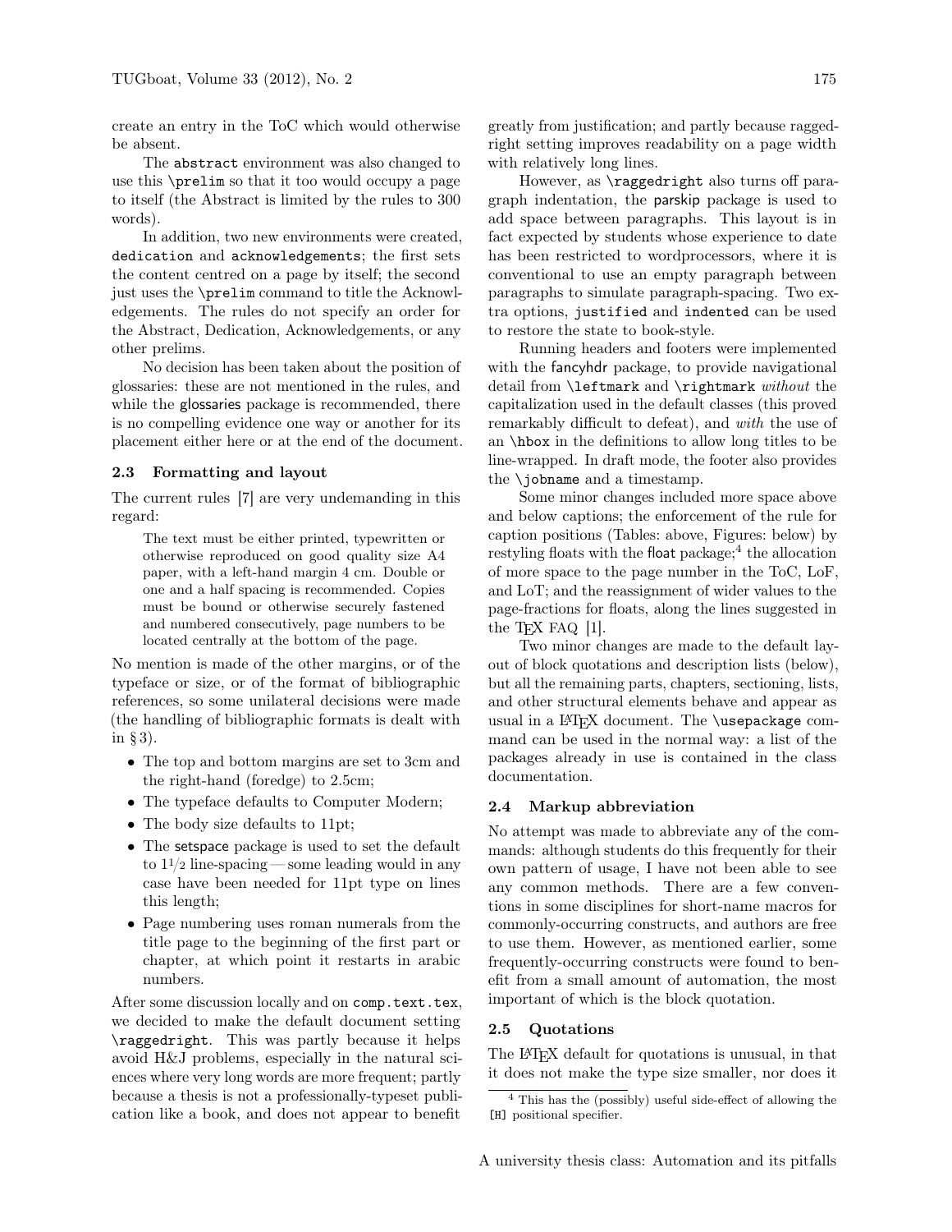create an entry in the ToC which would otherwise be absent.

The `abstract` environment was also changed to use this `\prelim` so that it too would occupy a page to itself (the Abstract is limited by the rules to 300 words).

In addition, two new environments were created, `dedication` and `acknowledgements`; the first sets the content centred on a page by itself; the second just uses the `\prelim` command to title the Acknowledgements. The rules do not specify an order for the Abstract, Dedication, Acknowledgements, or any other prelims.

No decision has been taken about the position of glossaries: these are not mentioned in the rules, and while the glossaries package is recommended, there is no compelling evidence one way or another for its placement either here or at the end of the document.

### 2.3 Formatting and layout

The current rules [7] are very undemanding in this regard:

> The text must be either printed, typewritten or otherwise reproduced on good quality size A4 paper, with a left-hand margin 4 cm. Double or one and a half spacing is recommended. Copies must be bound or otherwise securely fastened and numbered consecutively, page numbers to be located centrally at the bottom of the page.

No mention is made of the other margins, or of the typeface or size, or of the format of bibliographic references, so some unilateral decisions were made (the handling of bibliographic formats is dealt with in § 3).

- The top and bottom margins are set to 3cm and the right-hand (foredge) to 2.5cm;
- The typeface defaults to Computer Modern;
- The body size defaults to 11pt;
- The setspace package is used to set the default to 1½ line-spacing — some leading would in any case have been needed for 11pt type on lines this length;
- Page numbering uses roman numerals from the title page to the beginning of the first part or chapter, at which point it restarts in arabic numbers.

After some discussion locally and on `comp.text.tex`, we decided to make the default document setting `\raggedright`. This was partly because it helps avoid H&J problems, especially in the natural sciences where very long words are more frequent; partly because a thesis is not a professionally-typeset publication like a book, and does not appear to benefit greatly from justification; and partly because ragged-right setting improves readability on a page width with relatively long lines.

However, as `\raggedright` also turns off paragraph indentation, the parskip package is used to add space between paragraphs. This layout is in fact expected by students whose experience to date has been restricted to wordprocessors, where it is conventional to use an empty paragraph between paragraphs to simulate paragraph-spacing. Two extra options, `justified` and `indented` can be used to restore the state to book-style.

Running headers and footers were implemented with the fancyhdr package, to provide navigational detail from `\leftmark` and `\rightmark` *without* the capitalization used in the default classes (this proved remarkably difficult to defeat), and *with* the use of an `\hbox` in the definitions to allow long titles to be line-wrapped. In draft mode, the footer also provides the `\jobname` and a timestamp.

Some minor changes included more space above and below captions; the enforcement of the rule for caption positions (Tables: above, Figures: below) by restyling floats with the float package;[4] the allocation of more space to the page number in the ToC, LoF, and LoT; and the reassignment of wider values to the page-fractions for floats, along the lines suggested in the TeX FAQ [1].

Two minor changes are made to the default layout of block quotations and description lists (below), but all the remaining parts, chapters, sectioning, lists, and other structural elements behave and appear as usual in a LaTeX document. The `\usepackage` command can be used in the normal way: a list of the packages already in use is contained in the class documentation.

### 2.4 Markup abbreviation

No attempt was made to abbreviate any of the commands: although students do this frequently for their own pattern of usage, I have not been able to see any common methods. There are a few conventions in some disciplines for short-name macros for commonly-occurring constructs, and authors are free to use them. However, as mentioned earlier, some frequently-occurring constructs were found to benefit from a small amount of automation, the most important of which is the block quotation.

### 2.5 Quotations

The LaTeX default for quotations is unusual, in that it does not make the type size smaller, nor does it

[4] This has the (possibly) useful side-effect of allowing the `[H]` positional specifier.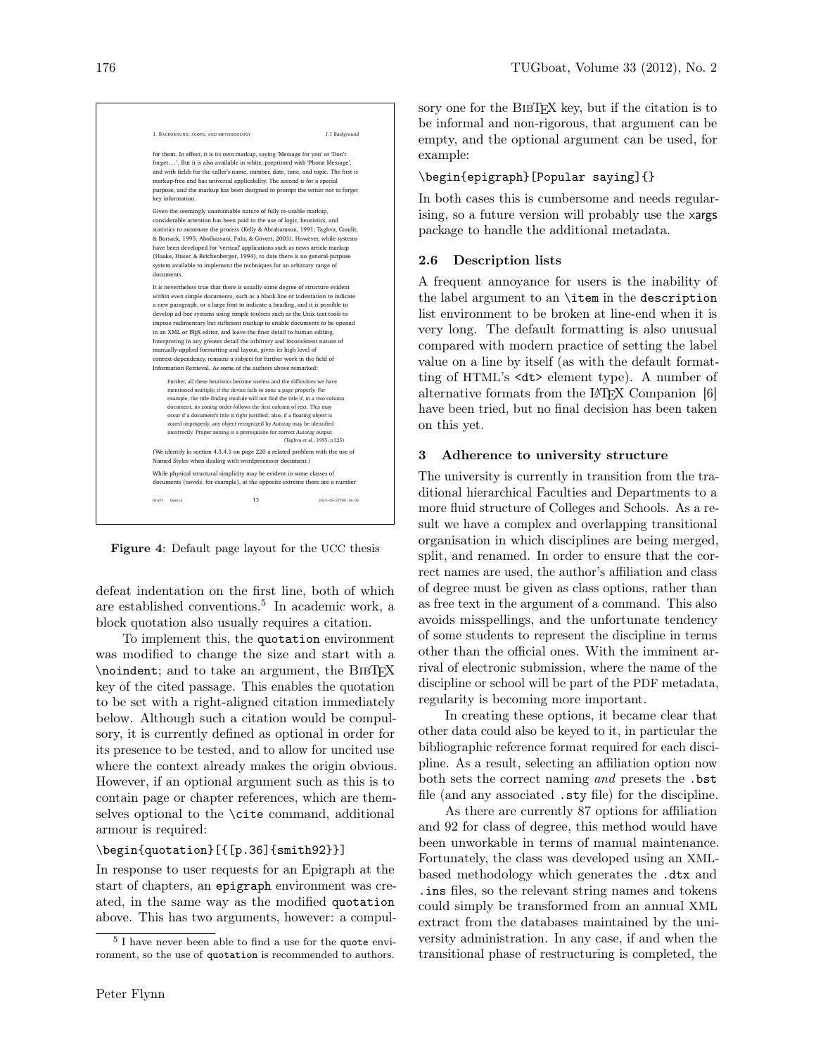**Figure 4**: Default page layout for the UCC thesis

defeat indentation on the first line, both of which are established conventions.[5] In academic work, a block quotation also usually requires a citation.

To implement this, the `quotation` environment was modified to change the size and start with a `\noindent`; and to take an argument, the BibTeX key of the cited passage. This enables the quotation to be set with a right-aligned citation immediately below. Although such a citation would be compulsory, it is currently defined as optional in order for its presence to be tested, and to allow for uncited use where the context already makes the origin obvious. However, if an optional argument such as this is to contain page or chapter references, which are themselves optional to the `\cite` command, additional armour is required:

```
\begin{quotation}[{[p.36]{smith92}}]
```

In response to user requests for an Epigraph at the start of chapters, an `epigraph` environment was created, in the same way as the modified `quotation` above. This has two arguments, however: a compulsory one for the BibTeX key, but if the citation is to be informal and non-rigorous, that argument can be empty, and the optional argument can be used, for example:

```
\begin{epigraph}[Popular saying]{}
```

In both cases this is cumbersome and needs regularising, so a future version will probably use the `xargs` package to handle the additional metadata.

### 2.6 Description lists

A frequent annoyance for users is the inability of the label argument to an `\item` in the `description` list environment to be broken at line-end when it is very long. The default formatting is also unusual compared with modern practice of setting the label value on a line by itself (as with the default formatting of HTML's `<dt>` element type). A number of alternative formats from the LaTeX Companion [6] have been tried, but no final decision has been taken on this yet.

## 3 Adherence to university structure

The university is currently in transition from the traditional hierarchical Faculties and Departments to a more fluid structure of Colleges and Schools. As a result we have a complex and overlapping transitional organisation in which disciplines are being merged, split, and renamed. In order to ensure that the correct names are used, the author's affiliation and class of degree must be given as class options, rather than as free text in the argument of a command. This also avoids misspellings, and the unfortunate tendency of some students to represent the discipline in terms other than the official ones. With the imminent arrival of electronic submission, where the name of the discipline or school will be part of the PDF metadata, regularity is becoming more important.

In creating these options, it became clear that other data could also be keyed to it, in particular the bibliographic reference format required for each discipline. As a result, selecting an affiliation option now both sets the correct naming *and* presets the `.bst` file (and any associated `.sty` file) for the discipline.

As there are currently 87 options for affiliation and 92 for class of degree, this method would have been unworkable in terms of manual maintenance. Fortunately, the class was developed using an XML-based methodology which generates the `.dtx` and `.ins` files, so the relevant string names and tokens could simply be transformed from an annual XML extract from the databases maintained by the university administration. In any case, if and when the transitional phase of restructuring is completed, the

[5] I have never been able to find a use for the `quote` environment, so the use of `quotation` is recommended to authors.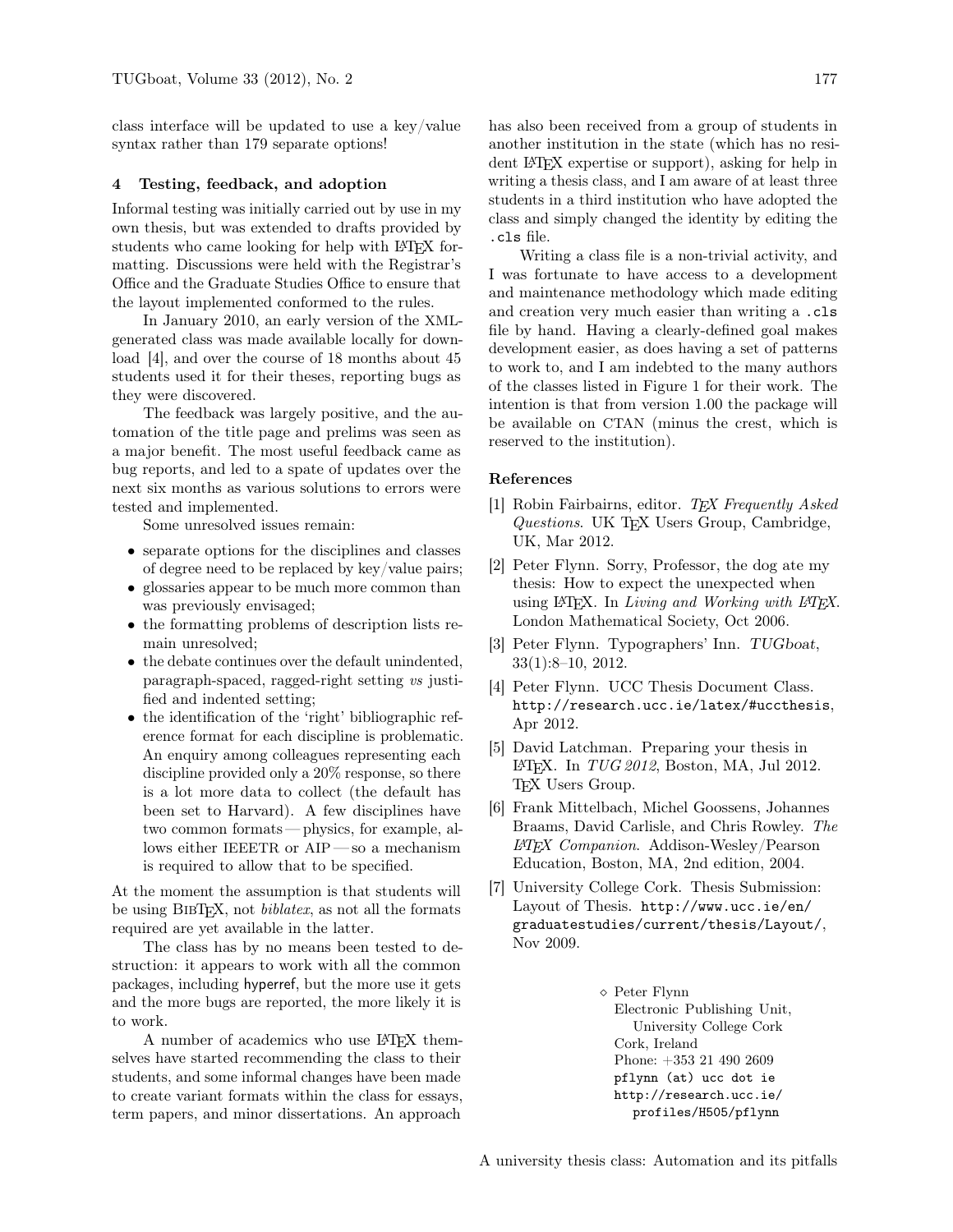class interface will be updated to use a key/value syntax rather than 179 separate options!

## 4 Testing, feedback, and adoption

Informal testing was initially carried out by use in my own thesis, but was extended to drafts provided by students who came looking for help with LaTeX formatting. Discussions were held with the Registrar's Office and the Graduate Studies Office to ensure that the layout implemented conformed to the rules.

In January 2010, an early version of the XML-generated class was made available locally for download [4], and over the course of 18 months about 45 students used it for their theses, reporting bugs as they were discovered.

The feedback was largely positive, and the automation of the title page and prelims was seen as a major benefit. The most useful feedback came as bug reports, and led to a spate of updates over the next six months as various solutions to errors were tested and implemented.

Some unresolved issues remain:

- separate options for the disciplines and classes of degree need to be replaced by key/value pairs;
- glossaries appear to be much more common than was previously envisaged;
- the formatting problems of description lists remain unresolved;
- the debate continues over the default unindented, paragraph-spaced, ragged-right setting *vs* justified and indented setting;
- the identification of the 'right' bibliographic reference format for each discipline is problematic. An enquiry among colleagues representing each discipline provided only a 20% response, so there is a lot more data to collect (the default has been set to Harvard). A few disciplines have two common formats — physics, for example, allows either IEEETR or AIP — so a mechanism is required to allow that to be specified.

At the moment the assumption is that students will be using BibTeX, not *biblatex*, as not all the formats required are yet available in the latter.

The class has by no means been tested to destruction: it appears to work with all the common packages, including hyperref, but the more use it gets and the more bugs are reported, the more likely it is to work.

A number of academics who use LaTeX themselves have started recommending the class to their students, and some informal changes have been made to create variant formats within the class for essays, term papers, and minor dissertations. An approach has also been received from a group of students in another institution in the state (which has no resident LaTeX expertise or support), asking for help in writing a thesis class, and I am aware of at least three students in a third institution who have adopted the class and simply changed the identity by editing the `.cls` file.

Writing a class file is a non-trivial activity, and I was fortunate to have access to a development and maintenance methodology which made editing and creation very much easier than writing a `.cls` file by hand. Having a clearly-defined goal makes development easier, as does having a set of patterns to work to, and I am indebted to the many authors of the classes listed in Figure 1 for their work. The intention is that from version 1.00 the package will be available on CTAN (minus the crest, which is reserved to the institution).

### References

[1] Robin Fairbairns, editor. *TeX Frequently Asked Questions*. UK TeX Users Group, Cambridge, UK, Mar 2012.

[2] Peter Flynn. Sorry, Professor, the dog ate my thesis: How to expect the unexpected when using LaTeX. In *Living and Working with LaTeX*. London Mathematical Society, Oct 2006.

[3] Peter Flynn. Typographers' Inn. *TUGboat*, 33(1):8–10, 2012.

[4] Peter Flynn. UCC Thesis Document Class. `http://research.ucc.ie/latex/#uccthesis`, Apr 2012.

[5] David Latchman. Preparing your thesis in LaTeX. In *TUG 2012*, Boston, MA, Jul 2012. TeX Users Group.

[6] Frank Mittelbach, Michel Goossens, Johannes Braams, David Carlisle, and Chris Rowley. *The LaTeX Companion*. Addison-Wesley/Pearson Education, Boston, MA, 2nd edition, 2004.

[7] University College Cork. Thesis Submission: Layout of Thesis. `http://www.ucc.ie/en/graduatestudies/current/thesis/Layout/`, Nov 2009.

◇ Peter Flynn
Electronic Publishing Unit,
University College Cork
Cork, Ireland
Phone: +353 21 490 2609
`pflynn (at) ucc dot ie`
`http://research.ucc.ie/profiles/H505/pflynn`